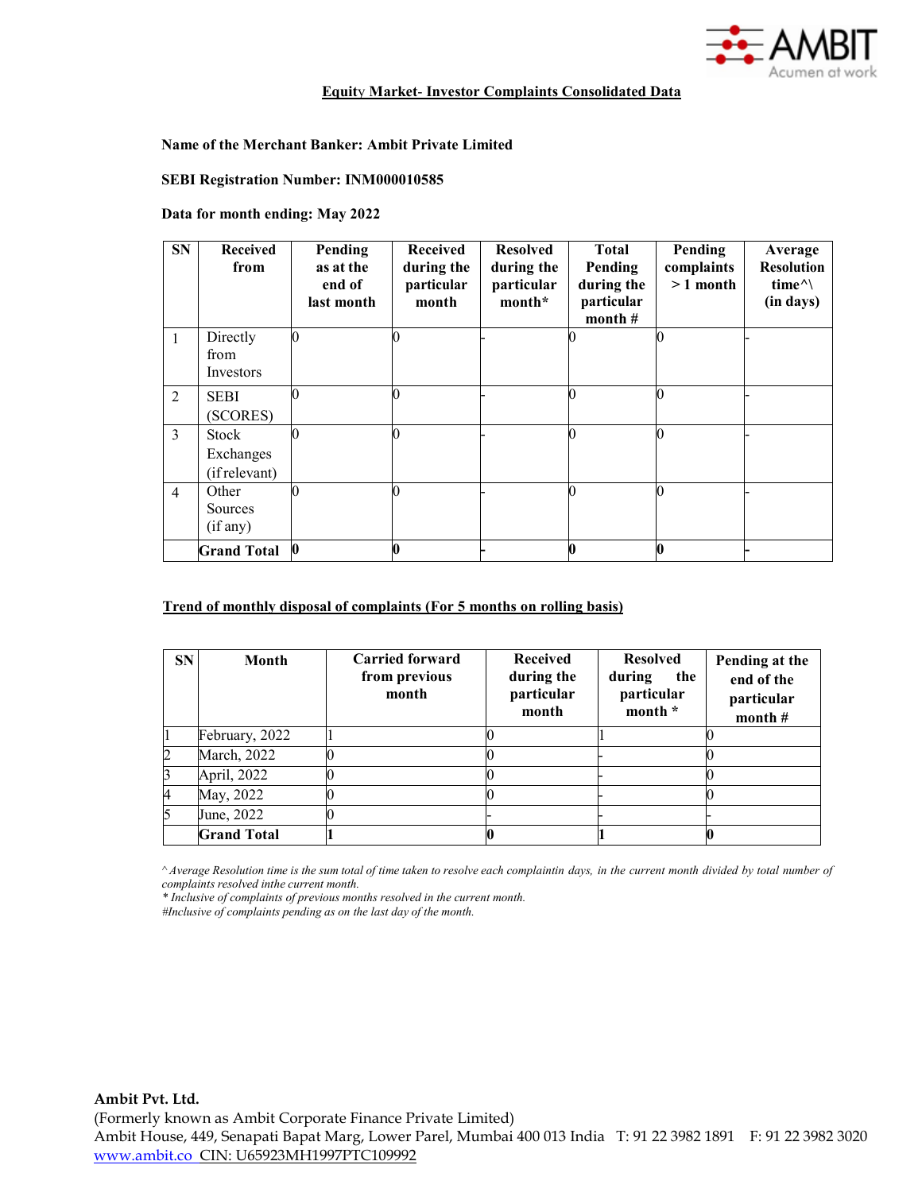## Equity Market- Investor Complaints Consolidated Data

**Name of the Merchant Banker: Ambit Private Limited**

**SEBI Registration Number: INM000010585**

**Data for month ending: May 2022**

| SN | Received from | Pending as at the end of last month | Received during the particular month | Resolved during the particular month* | Total Pending during the particular month # | Pending complaints > 1 month | Average Resolution time^\ (in days) |
|---|---|---|---|---|---|---|---|
| 1 | Directly from Investors | 0 | 0 | - | 0 | 0 | - |
| 2 | SEBI (SCORES) | 0 | 0 | - | 0 | 0 | - |
| 3 | Stock Exchanges (if relevant) | 0 | 0 | - | 0 | 0 | - |
| 4 | Other Sources (if any) | 0 | 0 | - | 0 | 0 | - |
| | **Grand Total** | **0** | **0** | **-** | **0** | **0** | **-** |

**Trend of monthly disposal of complaints (For 5 months on rolling basis)**

| SN | Month | Carried forward from previous month | Received during the particular month | Resolved during the particular month * | Pending at the end of the particular month # |
|---|---|---|---|---|---|
| 1 | February, 2022 | 1 | 0 | 1 | 0 |
| 2 | March, 2022 | 0 | 0 | - | 0 |
| 3 | April, 2022 | 0 | 0 | - | 0 |
| 4 | May, 2022 | 0 | 0 | - | 0 |
| 5 | June, 2022 | 0 | - | - | - |
| | **Grand Total** | **1** | **0** | **1** | **0** |

*^ Average Resolution time is the sum total of time taken to resolve each complaintin days, in the current month divided by total number of complaints resolved inthe current month.*

*\* Inclusive of complaints of previous months resolved in the current month.*

*#Inclusive of complaints pending as on the last day of the month.*

**Ambit Pvt. Ltd.**

(Formerly known as Ambit Corporate Finance Private Limited)

Ambit House, 449, Senapati Bapat Marg, Lower Parel, Mumbai 400 013 India T: 91 22 3982 1891 F: 91 22 3982 3020

www.ambit.co CIN: U65923MH1997PTC109992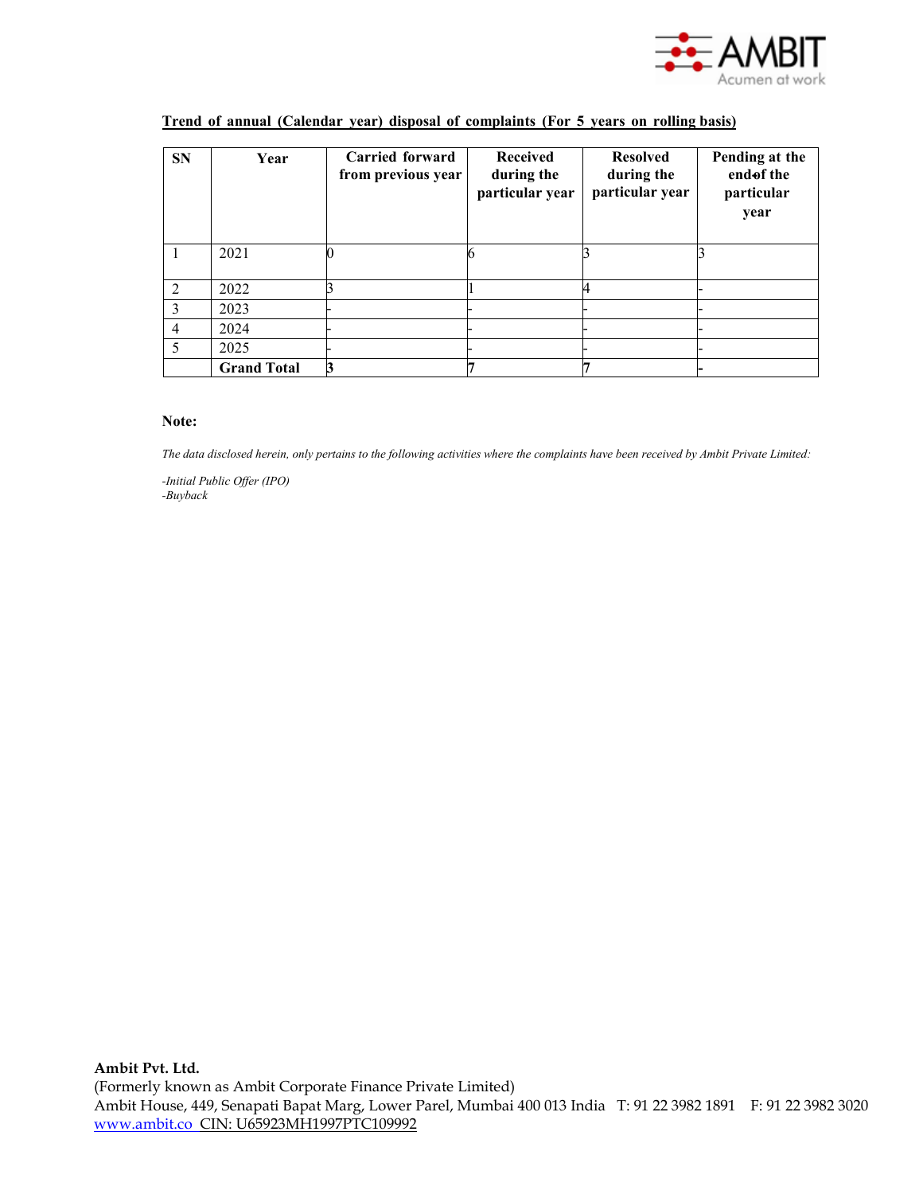**Trend of annual (Calendar year) disposal of complaints (For 5 years on rolling basis)**

| SN | Year | Carried forward from previous year | Received during the particular year | Resolved during the particular year | Pending at the end of the particular year |
|---|---|---|---|---|---|
| 1 | 2021 | 0 | 6 | 3 | 3 |
| 2 | 2022 | 3 | 1 | 4 | - |
| 3 | 2023 | - | - | - | - |
| 4 | 2024 | - | - | - | - |
| 5 | 2025 | - | - | - | - |
| | **Grand Total** | 3 | 7 | 7 | - |

**Note:**

*The data disclosed herein, only pertains to the following activities where the complaints have been received by Ambit Private Limited:*

*-Initial Public Offer (IPO)*
*-Buyback*

**Ambit Pvt. Ltd.**
(Formerly known as Ambit Corporate Finance Private Limited)
Ambit House, 449, Senapati Bapat Marg, Lower Parel, Mumbai 400 013 India T: 91 22 3982 1891 F: 91 22 3982 3020
www.ambit.co CIN: U65923MH1997PTC109992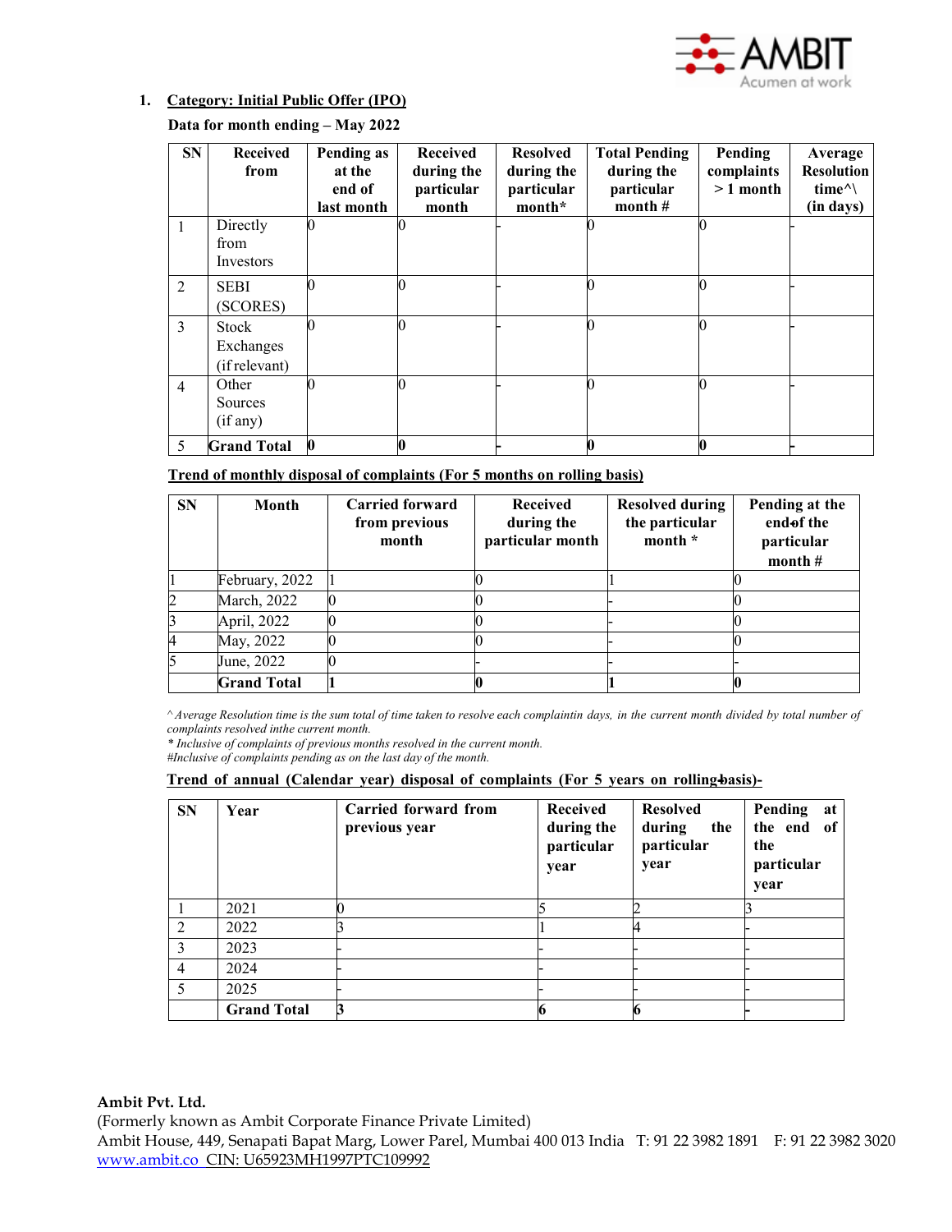1. **Category: Initial Public Offer (IPO)**

**Data for month ending – May 2022**

| SN | Received from | Pending as at the end of last month | Received during the particular month | Resolved during the particular month* | Total Pending during the particular month # | Pending complaints > 1 month | Average Resolution time^\ (in days) |
|---|---|---|---|---|---|---|---|
| 1 | Directly from Investors | 0 | 0 | - | 0 | 0 | - |
| 2 | SEBI (SCORES) | 0 | 0 | - | 0 | 0 | - |
| 3 | Stock Exchanges (if relevant) | 0 | 0 | - | 0 | 0 | - |
| 4 | Other Sources (if any) | 0 | 0 | - | 0 | 0 | - |
| 5 | **Grand Total** | **0** | **0** | - | **0** | **0** | - |

**Trend of monthly disposal of complaints (For 5 months on rolling basis)**

| SN | Month | Carried forward from previous month | Received during the particular month | Resolved during the particular month * | Pending at the end of the particular month # |
|---|---|---|---|---|---|
| 1 | February, 2022 | 1 | 0 | 1 | 0 |
| 2 | March, 2022 | 0 | 0 | - | 0 |
| 3 | April, 2022 | 0 | 0 | - | 0 |
| 4 | May, 2022 | 0 | 0 | - | 0 |
| 5 | June, 2022 | 0 | - | - | - |
| | **Grand Total** | **1** | **0** | **1** | **0** |

*^ Average Resolution time is the sum total of time taken to resolve each complaintin days, in the current month divided by total number of complaints resolved inthe current month.*
*\* Inclusive of complaints of previous months resolved in the current month.*
*#Inclusive of complaints pending as on the last day of the month.*

**Trend of annual (Calendar year) disposal of complaints (For 5 years on rolling basis)-**

| SN | Year | Carried forward from previous year | Received during the particular year | Resolved during the particular year | Pending at the end of the particular year |
|---|---|---|---|---|---|
| 1 | 2021 | 0 | 5 | 2 | 3 |
| 2 | 2022 | 3 | 1 | 4 | - |
| 3 | 2023 | - | - | - | - |
| 4 | 2024 | - | - | - | - |
| 5 | 2025 | - | - | - | - |
| | **Grand Total** | **3** | **6** | **6** | - |

**Ambit Pvt. Ltd.**
(Formerly known as Ambit Corporate Finance Private Limited)
Ambit House, 449, Senapati Bapat Marg, Lower Parel, Mumbai 400 013 India T: 91 22 3982 1891 F: 91 22 3982 3020
www.ambit.co CIN: U65923MH1997PTC109992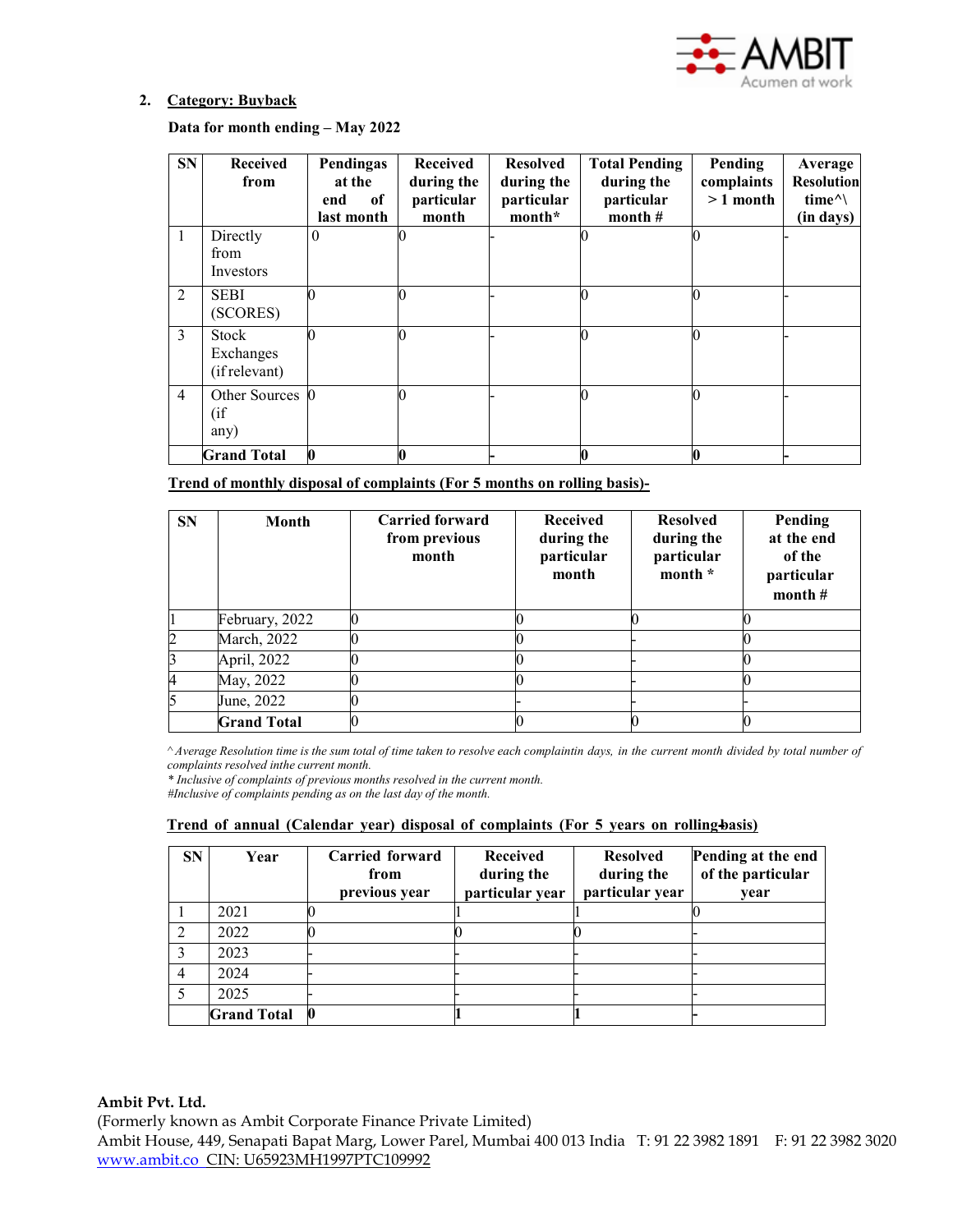2. **Category: Buyback**

**Data for month ending – May 2022**

| SN | Received from | Pendingas at the end of last month | Received during the particular month | Resolved during the particular month* | Total Pending during the particular month # | Pending complaints > 1 month | Average Resolution time^\ (in days) |
|---|---|---|---|---|---|---|---|
| 1 | Directly from Investors | 0 | 0 | - | 0 | 0 | - |
| 2 | SEBI (SCORES) | 0 | 0 | - | 0 | 0 | - |
| 3 | Stock Exchanges (if relevant) | 0 | 0 | - | 0 | 0 | - |
| 4 | Other Sources (if any) | 0 | 0 | - | 0 | 0 | - |
| | **Grand Total** | **0** | **0** | **-** | **0** | **0** | **-** |

**Trend of monthly disposal of complaints (For 5 months on rolling basis)-**

| SN | Month | Carried forward from previous month | Received during the particular month | Resolved during the particular month * | Pending at the end of the particular month # |
|---|---|---|---|---|---|
| 1 | February, 2022 | 0 | 0 | 0 | 0 |
| 2 | March, 2022 | 0 | 0 | - | 0 |
| 3 | April, 2022 | 0 | 0 | - | 0 |
| 4 | May, 2022 | 0 | 0 | - | 0 |
| 5 | June, 2022 | 0 | - | - | - |
| | **Grand Total** | 0 | 0 | 0 | 0 |

*^ Average Resolution time is the sum total of time taken to resolve each complaintin days, in the current month divided by total number of complaints resolved inthe current month.*
*\* Inclusive of complaints of previous months resolved in the current month.*
*#Inclusive of complaints pending as on the last day of the month.*

**Trend of annual (Calendar year) disposal of complaints (For 5 years on rolling basis)**

| SN | Year | Carried forward from previous year | Received during the particular year | Resolved during the particular year | Pending at the end of the particular year |
|---|---|---|---|---|---|
| 1 | 2021 | 0 | 1 | 1 | 0 |
| 2 | 2022 | 0 | 0 | 0 | - |
| 3 | 2023 | - | - | - | - |
| 4 | 2024 | - | - | - | - |
| 5 | 2025 | - | - | - | - |
| | **Grand Total** | **0** | **1** | **1** | **-** |

**Ambit Pvt. Ltd.**
(Formerly known as Ambit Corporate Finance Private Limited)
Ambit House, 449, Senapati Bapat Marg, Lower Parel, Mumbai 400 013 India T: 91 22 3982 1891 F: 91 22 3982 3020
www.ambit.co CIN: U65923MH1997PTC109992